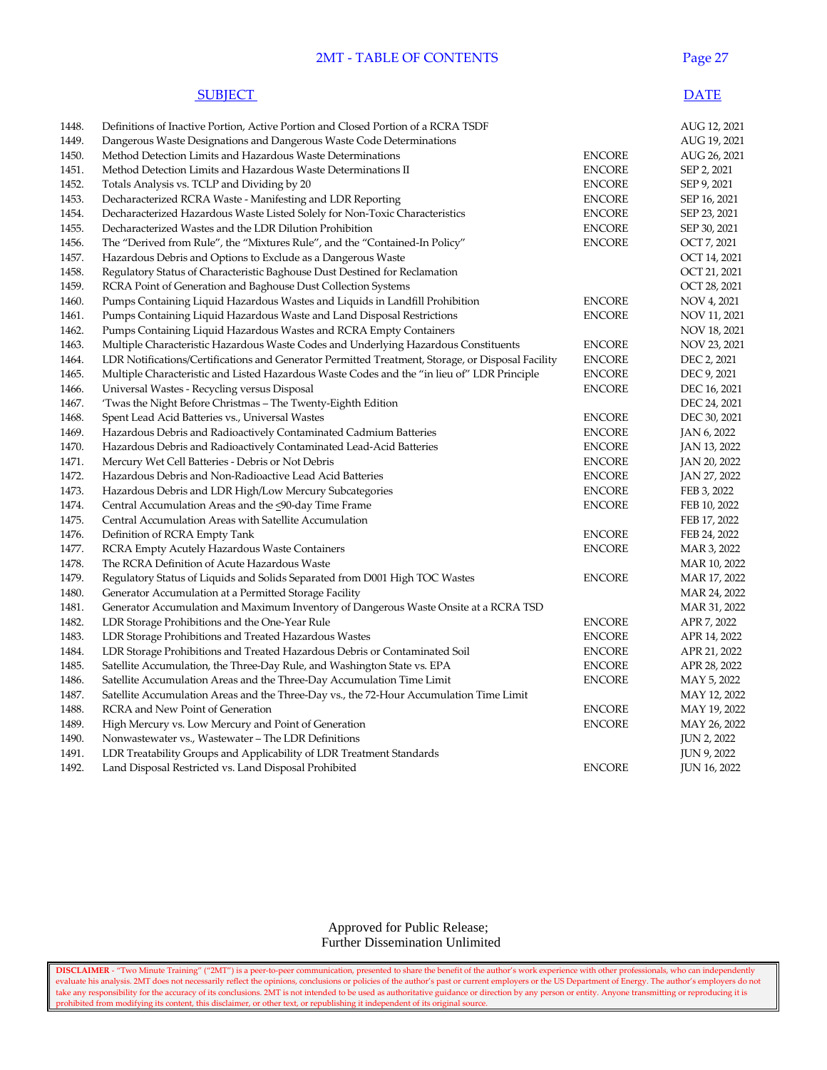## 2MT - TABLE OF CONTENTS

| | SUBJECT | | DATE |
|---|---|---|---|
| 1448. | Definitions of Inactive Portion, Active Portion and Closed Portion of a RCRA TSDF | | AUG 12, 2021 |
| 1449. | Dangerous Waste Designations and Dangerous Waste Code Determinations | | AUG 19, 2021 |
| 1450. | Method Detection Limits and Hazardous Waste Determinations | ENCORE | AUG 26, 2021 |
| 1451. | Method Detection Limits and Hazardous Waste Determinations II | ENCORE | SEP 2, 2021 |
| 1452. | Totals Analysis vs. TCLP and Dividing by 20 | ENCORE | SEP 9, 2021 |
| 1453. | Decharacterized RCRA Waste - Manifesting and LDR Reporting | ENCORE | SEP 16, 2021 |
| 1454. | Decharacterized Hazardous Waste Listed Solely for Non-Toxic Characteristics | ENCORE | SEP 23, 2021 |
| 1455. | Decharacterized Wastes and the LDR Dilution Prohibition | ENCORE | SEP 30, 2021 |
| 1456. | The "Derived from Rule", the "Mixtures Rule", and the "Contained-In Policy" | ENCORE | OCT 7, 2021 |
| 1457. | Hazardous Debris and Options to Exclude as a Dangerous Waste | | OCT 14, 2021 |
| 1458. | Regulatory Status of Characteristic Baghouse Dust Destined for Reclamation | | OCT 21, 2021 |
| 1459. | RCRA Point of Generation and Baghouse Dust Collection Systems | | OCT 28, 2021 |
| 1460. | Pumps Containing Liquid Hazardous Wastes and Liquids in Landfill Prohibition | ENCORE | NOV 4, 2021 |
| 1461. | Pumps Containing Liquid Hazardous Waste and Land Disposal Restrictions | ENCORE | NOV 11, 2021 |
| 1462. | Pumps Containing Liquid Hazardous Wastes and RCRA Empty Containers | | NOV 18, 2021 |
| 1463. | Multiple Characteristic Hazardous Waste Codes and Underlying Hazardous Constituents | ENCORE | NOV 23, 2021 |
| 1464. | LDR Notifications/Certifications and Generator Permitted Treatment, Storage, or Disposal Facility | ENCORE | DEC 2, 2021 |
| 1465. | Multiple Characteristic and Listed Hazardous Waste Codes and the "in lieu of" LDR Principle | ENCORE | DEC 9, 2021 |
| 1466. | Universal Wastes - Recycling versus Disposal | ENCORE | DEC 16, 2021 |
| 1467. | 'Twas the Night Before Christmas – The Twenty-Eighth Edition | | DEC 24, 2021 |
| 1468. | Spent Lead Acid Batteries vs., Universal Wastes | ENCORE | DEC 30, 2021 |
| 1469. | Hazardous Debris and Radioactively Contaminated Cadmium Batteries | ENCORE | JAN 6, 2022 |
| 1470. | Hazardous Debris and Radioactively Contaminated Lead-Acid Batteries | ENCORE | JAN 13, 2022 |
| 1471. | Mercury Wet Cell Batteries - Debris or Not Debris | ENCORE | JAN 20, 2022 |
| 1472. | Hazardous Debris and Non-Radioactive Lead Acid Batteries | ENCORE | JAN 27, 2022 |
| 1473. | Hazardous Debris and LDR High/Low Mercury Subcategories | ENCORE | FEB 3, 2022 |
| 1474. | Central Accumulation Areas and the ≤90-day Time Frame | ENCORE | FEB 10, 2022 |
| 1475. | Central Accumulation Areas with Satellite Accumulation | | FEB 17, 2022 |
| 1476. | Definition of RCRA Empty Tank | ENCORE | FEB 24, 2022 |
| 1477. | RCRA Empty Acutely Hazardous Waste Containers | ENCORE | MAR 3, 2022 |
| 1478. | The RCRA Definition of Acute Hazardous Waste | | MAR 10, 2022 |
| 1479. | Regulatory Status of Liquids and Solids Separated from D001 High TOC Wastes | ENCORE | MAR 17, 2022 |
| 1480. | Generator Accumulation at a Permitted Storage Facility | | MAR 24, 2022 |
| 1481. | Generator Accumulation and Maximum Inventory of Dangerous Waste Onsite at a RCRA TSD | | MAR 31, 2022 |
| 1482. | LDR Storage Prohibitions and the One-Year Rule | ENCORE | APR 7, 2022 |
| 1483. | LDR Storage Prohibitions and Treated Hazardous Wastes | ENCORE | APR 14, 2022 |
| 1484. | LDR Storage Prohibitions and Treated Hazardous Debris or Contaminated Soil | ENCORE | APR 21, 2022 |
| 1485. | Satellite Accumulation, the Three-Day Rule, and Washington State vs. EPA | ENCORE | APR 28, 2022 |
| 1486. | Satellite Accumulation Areas and the Three-Day Accumulation Time Limit | ENCORE | MAY 5, 2022 |
| 1487. | Satellite Accumulation Areas and the Three-Day vs., the 72-Hour Accumulation Time Limit | | MAY 12, 2022 |
| 1488. | RCRA and New Point of Generation | ENCORE | MAY 19, 2022 |
| 1489. | High Mercury vs. Low Mercury and Point of Generation | ENCORE | MAY 26, 2022 |
| 1490. | Nonwastewater vs., Wastewater – The LDR Definitions | | JUN 2, 2022 |
| 1491. | LDR Treatability Groups and Applicability of LDR Treatment Standards | | JUN 9, 2022 |
| 1492. | Land Disposal Restricted vs. Land Disposal Prohibited | ENCORE | JUN 16, 2022 |

Approved for Public Release;
Further Dissemination Unlimited

**DISCLAIMER** - "Two Minute Training" ("2MT") is a peer-to-peer communication, presented to share the benefit of the author's work experience with other professionals, who can independently evaluate his analysis. 2MT does not necessarily reflect the opinions, conclusions or policies of the author's past or current employers or the US Department of Energy. The author's employers do not take any responsibility for the accuracy of its conclusions. 2MT is not intended to be used as authoritative guidance or direction by any person or entity. Anyone transmitting or reproducing it is prohibited from modifying its content, this disclaimer, or other text, or republishing it independent of its original source.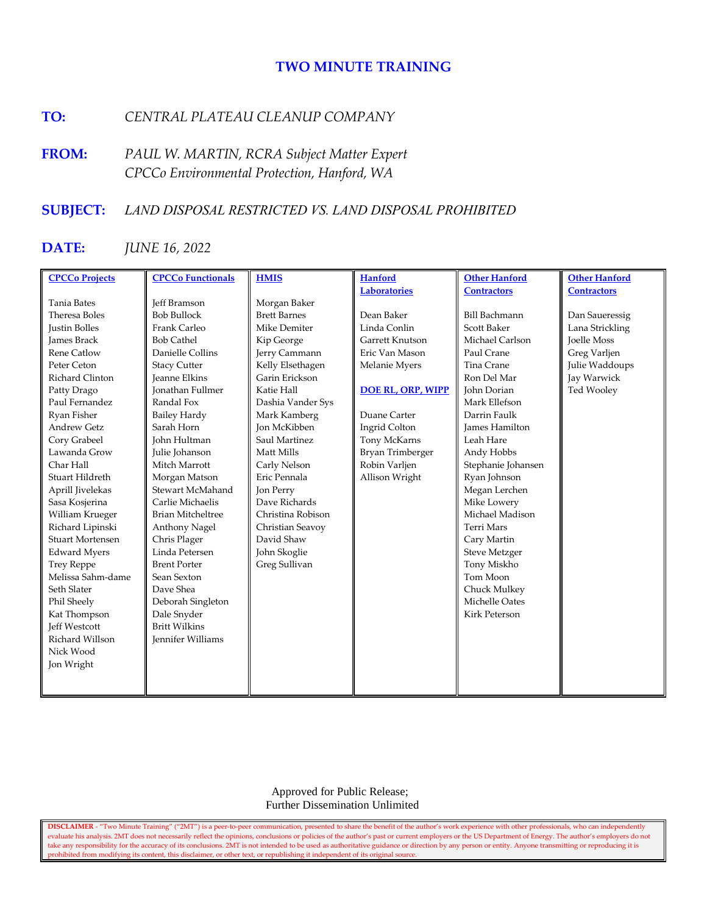# TWO MINUTE TRAINING

**TO:** *CENTRAL PLATEAU CLEANUP COMPANY*

**FROM:** *PAUL W. MARTIN, RCRA Subject Matter Expert*
*CPCCo Environmental Protection, Hanford, WA*

**SUBJECT:** *LAND DISPOSAL RESTRICTED VS. LAND DISPOSAL PROHIBITED*

**DATE:** *JUNE 16, 2022*

| CPCCo Projects | CPCCo Functionals | HMIS | Hanford Laboratories | Other Hanford Contractors | Other Hanford Contractors |
|---|---|---|---|---|---|
| Tania Bates | Jeff Bramson | Morgan Baker | | | |
| Theresa Boles | Bob Bullock | Brett Barnes | Dean Baker | Bill Bachmann | Dan Saueressig |
| Justin Bolles | Frank Carleo | Mike Demiter | Linda Conlin | Scott Baker | Lana Strickling |
| James Brack | Bob Cathel | Kip George | Garrett Knutson | Michael Carlson | Joelle Moss |
| Rene Catlow | Danielle Collins | Jerry Cammann | Eric Van Mason | Paul Crane | Greg Varljen |
| Peter Ceton | Stacy Cutter | Kelly Elsethagen | Melanie Myers | Tina Crane | Julie Waddoups |
| Richard Clinton | Jeanne Elkins | Garin Erickson | | Ron Del Mar | Jay Warwick |
| Patty Drago | Jonathan Fullmer | Katie Hall | **DOE RL, ORP, WIPP** | John Dorian | Ted Wooley |
| Paul Fernandez | Randal Fox | Dashia Vander Sys | | Mark Ellefson | |
| Ryan Fisher | Bailey Hardy | Mark Kamberg | Duane Carter | Darrin Faulk | |
| Andrew Getz | Sarah Horn | Jon McKibben | Ingrid Colton | James Hamilton | |
| Cory Grabeel | John Hultman | Saul Martinez | Tony McKarns | Leah Hare | |
| Lawanda Grow | Julie Johanson | Matt Mills | Bryan Trimberger | Andy Hobbs | |
| Char Hall | Mitch Marrott | Carly Nelson | Robin Varljen | Stephanie Johansen | |
| Stuart Hildreth | Morgan Matson | Eric Pennala | Allison Wright | Ryan Johnson | |
| Aprill Jivelekas | Stewart McMahand | Jon Perry | | Megan Lerchen | |
| Sasa Kosjerina | Carlie Michaelis | Dave Richards | | Mike Lowery | |
| William Krueger | Brian Mitcheltree | Christina Robison | | Michael Madison | |
| Richard Lipinski | Anthony Nagel | Christian Seavoy | | Terri Mars | |
| Stuart Mortensen | Chris Plager | David Shaw | | Cary Martin | |
| Edward Myers | Linda Petersen | John Skoglie | | Steve Metzger | |
| Trey Reppe | Brent Porter | Greg Sullivan | | Tony Miskho | |
| Melissa Sahm-dame | Sean Sexton | | | Tom Moon | |
| Seth Slater | Dave Shea | | | Chuck Mulkey | |
| Phil Sheely | Deborah Singleton | | | Michelle Oates | |
| Kat Thompson | Dale Snyder | | | Kirk Peterson | |
| Jeff Westcott | Britt Wilkins | | | | |
| Richard Willson | Jennifer Williams | | | | |
| Nick Wood | | | | | |
| Jon Wright | | | | | |

Approved for Public Release;
Further Dissemination Unlimited

**DISCLAIMER** - "Two Minute Training" ("2MT") is a peer-to-peer communication, presented to share the benefit of the author's work experience with other professionals, who can independently evaluate his analysis. 2MT does not necessarily reflect the opinions, conclusions or policies of the author's past or current employers or the US Department of Energy. The author's employers do not take any responsibility for the accuracy of its conclusions. 2MT is not intended to be used as authoritative guidance or direction by any person or entity. Anyone transmitting or reproducing it is prohibited from modifying its content, this disclaimer, or other text, or republishing it independent of its original source.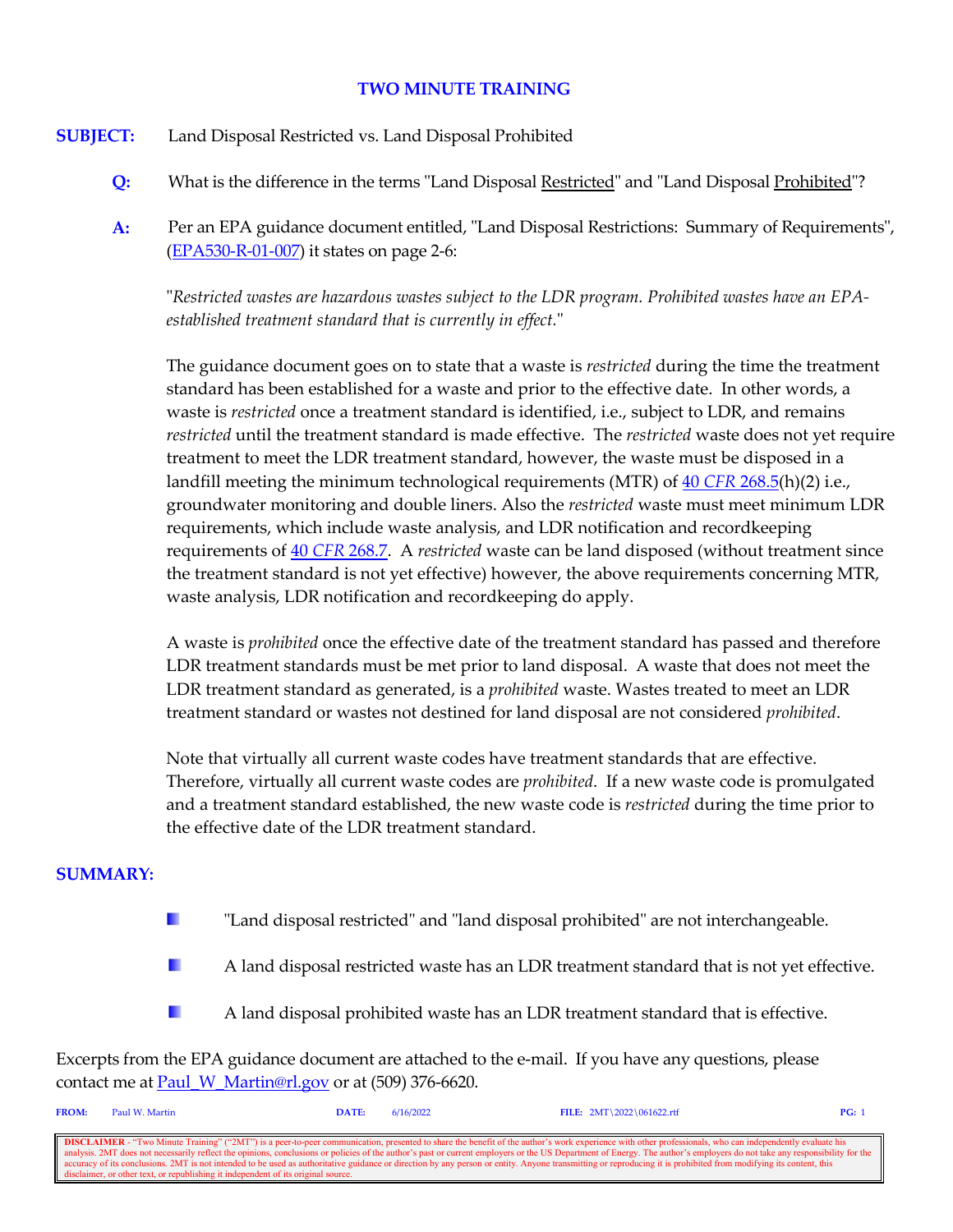# TWO MINUTE TRAINING

**SUBJECT:** Land Disposal Restricted vs. Land Disposal Prohibited

**Q:** What is the difference in the terms "Land Disposal Restricted" and "Land Disposal Prohibited"?

**A:** Per an EPA guidance document entitled, "Land Disposal Restrictions: Summary of Requirements", (EPA530-R-01-007) it states on page 2-6:

"*Restricted wastes are hazardous wastes subject to the LDR program. Prohibited wastes have an EPA-established treatment standard that is currently in effect.*"

The guidance document goes on to state that a waste is *restricted* during the time the treatment standard has been established for a waste and prior to the effective date. In other words, a waste is *restricted* once a treatment standard is identified, i.e., subject to LDR, and remains *restricted* until the treatment standard is made effective. The *restricted* waste does not yet require treatment to meet the LDR treatment standard, however, the waste must be disposed in a landfill meeting the minimum technological requirements (MTR) of 40 *CFR* 268.5(h)(2) i.e., groundwater monitoring and double liners. Also the *restricted* waste must meet minimum LDR requirements, which include waste analysis, and LDR notification and recordkeeping requirements of 40 *CFR* 268.7. A *restricted* waste can be land disposed (without treatment since the treatment standard is not yet effective) however, the above requirements concerning MTR, waste analysis, LDR notification and recordkeeping do apply.

A waste is *prohibited* once the effective date of the treatment standard has passed and therefore LDR treatment standards must be met prior to land disposal. A waste that does not meet the LDR treatment standard as generated, is a *prohibited* waste. Wastes treated to meet an LDR treatment standard or wastes not destined for land disposal are not considered *prohibited*.

Note that virtually all current waste codes have treatment standards that are effective. Therefore, virtually all current waste codes are *prohibited*. If a new waste code is promulgated and a treatment standard established, the new waste code is *restricted* during the time prior to the effective date of the LDR treatment standard.

**SUMMARY:**

- "Land disposal restricted" and "land disposal prohibited" are not interchangeable.
- A land disposal restricted waste has an LDR treatment standard that is not yet effective.
- A land disposal prohibited waste has an LDR treatment standard that is effective.

Excerpts from the EPA guidance document are attached to the e-mail. If you have any questions, please contact me at Paul_W_Martin@rl.gov or at (509) 376-6620.

**FROM:** Paul W. Martin **DATE:** 6/16/2022 **FILE:** 2MT\2022\061622.rtf **PG:** 1

**DISCLAIMER** - "Two Minute Training" ("2MT") is a peer-to-peer communication, presented to share the benefit of the author's work experience with other professionals, who can independently evaluate his analysis. 2MT does not necessarily reflect the opinions, conclusions or policies of the author's past or current employers or the US Department of Energy. The author's employers do not take any responsibility for the accuracy of its conclusions. 2MT is not intended to be used as authoritative guidance or direction by any person or entity. Anyone transmitting or reproducing it is prohibited from modifying its content, this disclaimer, or other text, or republishing it independent of its original source.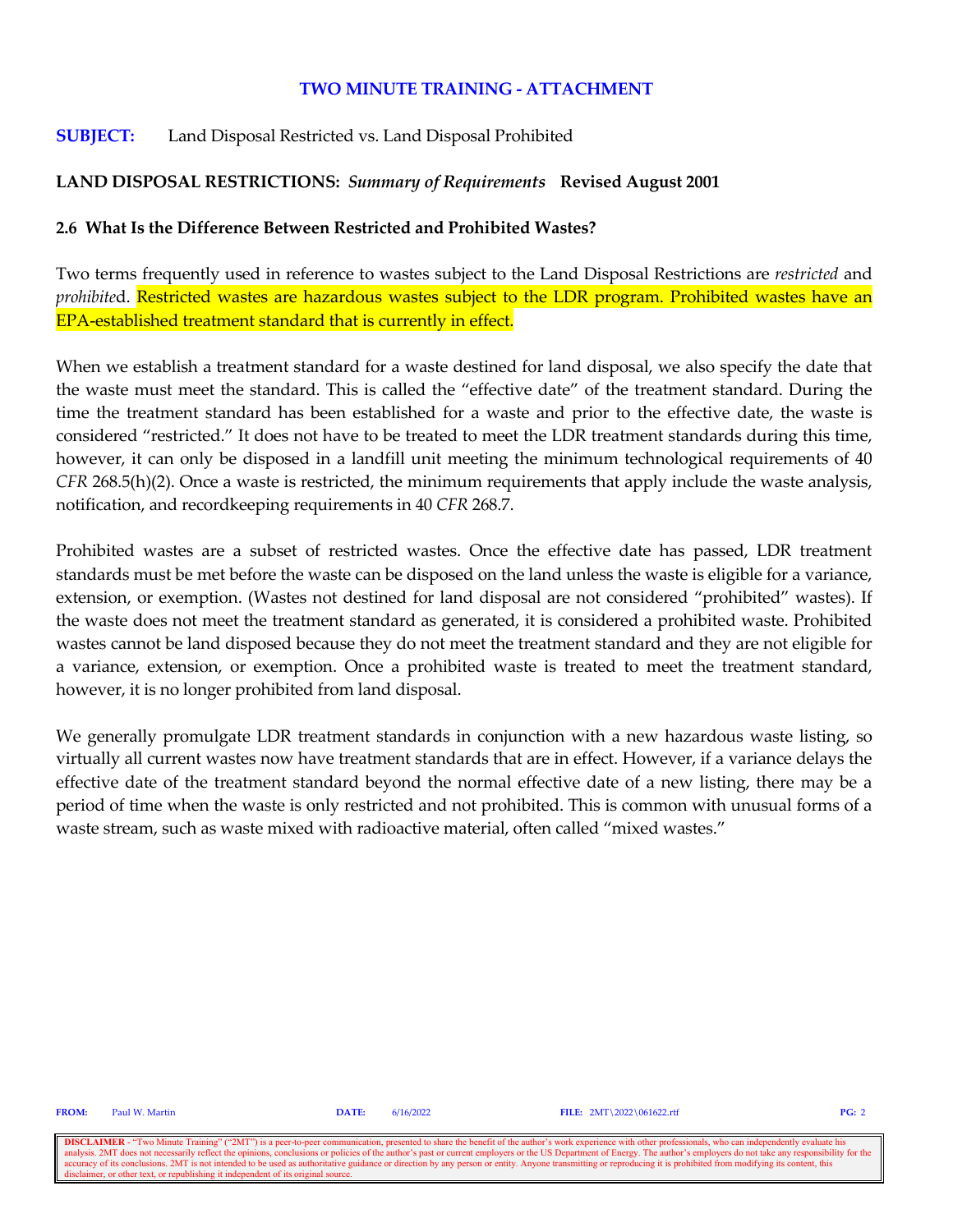**TWO MINUTE TRAINING - ATTACHMENT**

**SUBJECT:** Land Disposal Restricted vs. Land Disposal Prohibited

**LAND DISPOSAL RESTRICTIONS:** ***Summary of Requirements*** **Revised August 2001**

**2.6 What Is the Difference Between Restricted and Prohibited Wastes?**

Two terms frequently used in reference to wastes subject to the Land Disposal Restrictions are *restricted* and *prohibited*. Restricted wastes are hazardous wastes subject to the LDR program. Prohibited wastes have an EPA-established treatment standard that is currently in effect.

When we establish a treatment standard for a waste destined for land disposal, we also specify the date that the waste must meet the standard. This is called the "effective date" of the treatment standard. During the time the treatment standard has been established for a waste and prior to the effective date, the waste is considered "restricted." It does not have to be treated to meet the LDR treatment standards during this time, however, it can only be disposed in a landfill unit meeting the minimum technological requirements of 40 *CFR* 268.5(h)(2). Once a waste is restricted, the minimum requirements that apply include the waste analysis, notification, and recordkeeping requirements in 40 *CFR* 268.7.

Prohibited wastes are a subset of restricted wastes. Once the effective date has passed, LDR treatment standards must be met before the waste can be disposed on the land unless the waste is eligible for a variance, extension, or exemption. (Wastes not destined for land disposal are not considered "prohibited" wastes). If the waste does not meet the treatment standard as generated, it is considered a prohibited waste. Prohibited wastes cannot be land disposed because they do not meet the treatment standard and they are not eligible for a variance, extension, or exemption. Once a prohibited waste is treated to meet the treatment standard, however, it is no longer prohibited from land disposal.

We generally promulgate LDR treatment standards in conjunction with a new hazardous waste listing, so virtually all current wastes now have treatment standards that are in effect. However, if a variance delays the effective date of the treatment standard beyond the normal effective date of a new listing, there may be a period of time when the waste is only restricted and not prohibited. This is common with unusual forms of a waste stream, such as waste mixed with radioactive material, often called "mixed wastes."

**FROM:** Paul W. Martin **DATE:** 6/16/2022 **FILE:** 2MT\2022\061622.rtf

**DISCLAIMER** - "Two Minute Training" ("2MT") is a peer-to-peer communication, presented to share the benefit of the author's work experience with other professionals, who can independently evaluate his analysis. 2MT does not necessarily reflect the opinions, conclusions or policies of the author's past or current employers or the US Department of Energy. The author's employers do not take any responsibility for the accuracy of its conclusions. 2MT is not intended to be used as authoritative guidance or direction by any person or entity. Anyone transmitting or reproducing it is prohibited from modifying its content, this disclaimer, or other text, or republishing it independent of its original source.